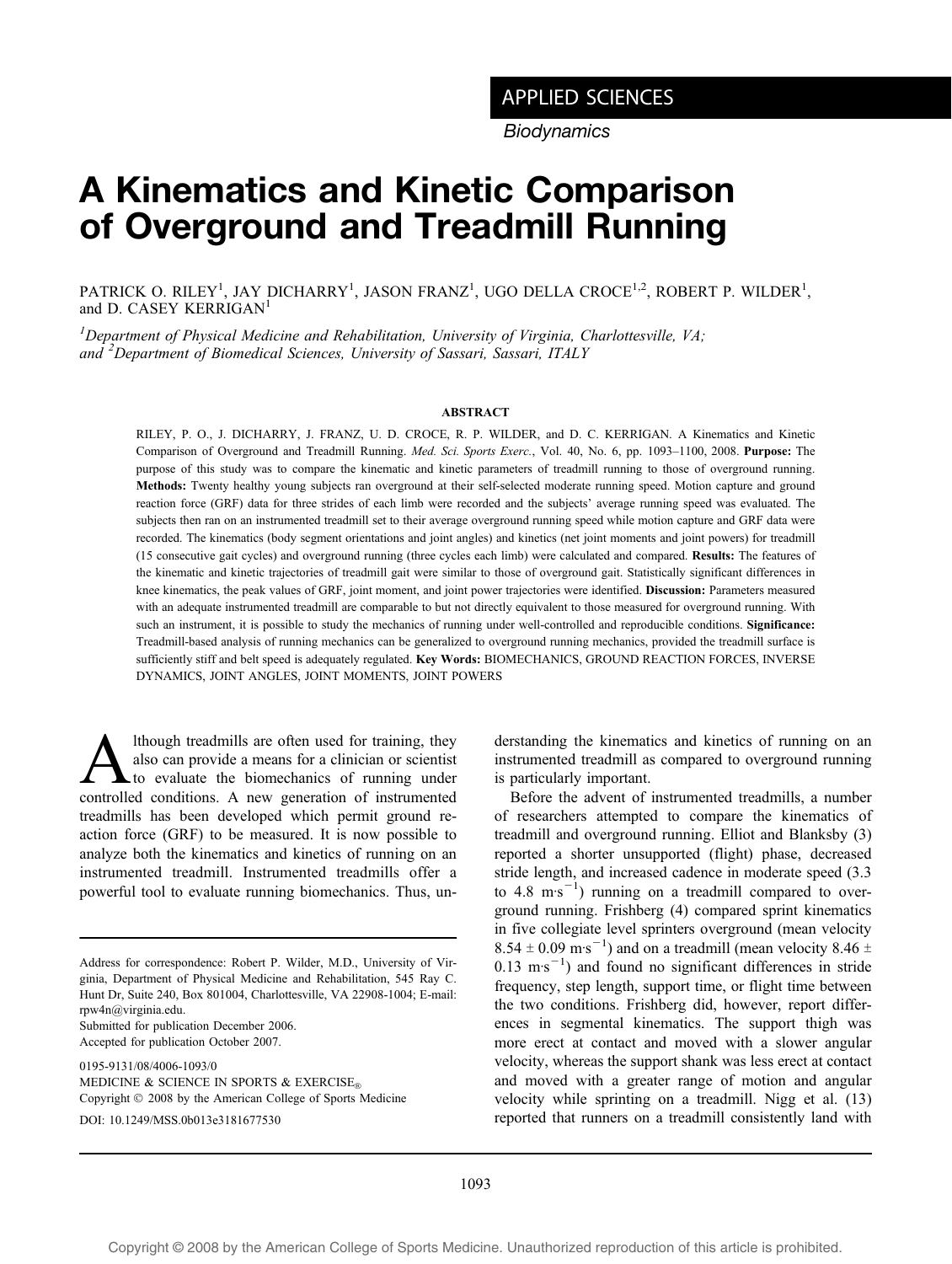APPLIED SCIENCES

*Biodynamics*

# A Kinematics and Kinetic Comparison of Overground and Treadmill Running

PATRICK O. RILEY[1], JAY DICHARRY[1], JASON FRANZ[1], UGO DELLA CROCE[1,2], ROBERT P. WILDER[1], and D. CASEY KERRIGAN[1]

[1]*Department of Physical Medicine and Rehabilitation, University of Virginia, Charlottesville, VA; and* [2]*Department of Biomedical Sciences, University of Sassari, Sassari, ITALY*

## ABSTRACT

RILEY, P. O., J. DICHARRY, J. FRANZ, U. D. CROCE, R. P. WILDER, and D. C. KERRIGAN. A Kinematics and Kinetic Comparison of Overground and Treadmill Running. *Med. Sci. Sports Exerc.*, Vol. 40, No. 6, pp. 1093–1100, 2008. **Purpose:** The purpose of this study was to compare the kinematic and kinetic parameters of treadmill running to those of overground running. **Methods:** Twenty healthy young subjects ran overground at their self-selected moderate running speed. Motion capture and ground reaction force (GRF) data for three strides of each limb were recorded and the subjects' average running speed was evaluated. The subjects then ran on an instrumented treadmill set to their average overground running speed while motion capture and GRF data were recorded. The kinematics (body segment orientations and joint angles) and kinetics (net joint moments and joint powers) for treadmill (15 consecutive gait cycles) and overground running (three cycles each limb) were calculated and compared. **Results:** The features of the kinematic and kinetic trajectories of treadmill gait were similar to those of overground gait. Statistically significant differences in knee kinematics, the peak values of GRF, joint moment, and joint power trajectories were identified. **Discussion:** Parameters measured with an adequate instrumented treadmill are comparable to but not directly equivalent to those measured for overground running. With such an instrument, it is possible to study the mechanics of running under well-controlled and reproducible conditions. **Significance:** Treadmill-based analysis of running mechanics can be generalized to overground running mechanics, provided the treadmill surface is sufficiently stiff and belt speed is adequately regulated. **Key Words:** BIOMECHANICS, GROUND REACTION FORCES, INVERSE DYNAMICS, JOINT ANGLES, JOINT MOMENTS, JOINT POWERS

Although treadmills are often used for training, they also can provide a means for a clinician or scientist to evaluate the biomechanics of running under controlled conditions. A new generation of instrumented treadmills has been developed which permit ground reaction force (GRF) to be measured. It is now possible to analyze both the kinematics and kinetics of running on an instrumented treadmill. Instrumented treadmills offer a powerful tool to evaluate running biomechanics. Thus, understanding the kinematics and kinetics of running on an instrumented treadmill as compared to overground running is particularly important.

Before the advent of instrumented treadmills, a number of researchers attempted to compare the kinematics of treadmill and overground running. Elliot and Blanksby (3) reported a shorter unsupported (flight) phase, decreased stride length, and increased cadence in moderate speed (3.3 to 4.8 $m \cdot s^{-1}$) running on a treadmill compared to overground running. Frishberg (4) compared sprint kinematics in five collegiate level sprinters overground (mean velocity 8.54 ± 0.09 $m \cdot s^{-1}$) and on a treadmill (mean velocity 8.46 ± 0.13 $m \cdot s^{-1}$) and found no significant differences in stride frequency, step length, support time, or flight time between the two conditions. Frishberg did, however, report differences in segmental kinematics. The support thigh was more erect at contact and moved with a slower angular velocity, whereas the support shank was less erect at contact and moved with a greater range of motion and angular velocity while sprinting on a treadmill. Nigg et al. (13) reported that runners on a treadmill consistently land with

Address for correspondence: Robert P. Wilder, M.D., University of Virginia, Department of Physical Medicine and Rehabilitation, 545 Ray C. Hunt Dr, Suite 240, Box 801004, Charlottesville, VA 22908-1004; E-mail: rpw4n@virginia.edu.
Submitted for publication December 2006.
Accepted for publication October 2007.

0195-9131/08/4006-1093/0
MEDICINE & SCIENCE IN SPORTS & EXERCISE®
Copyright © 2008 by the American College of Sports Medicine
DOI: 10.1249/MSS.0b013e3181677530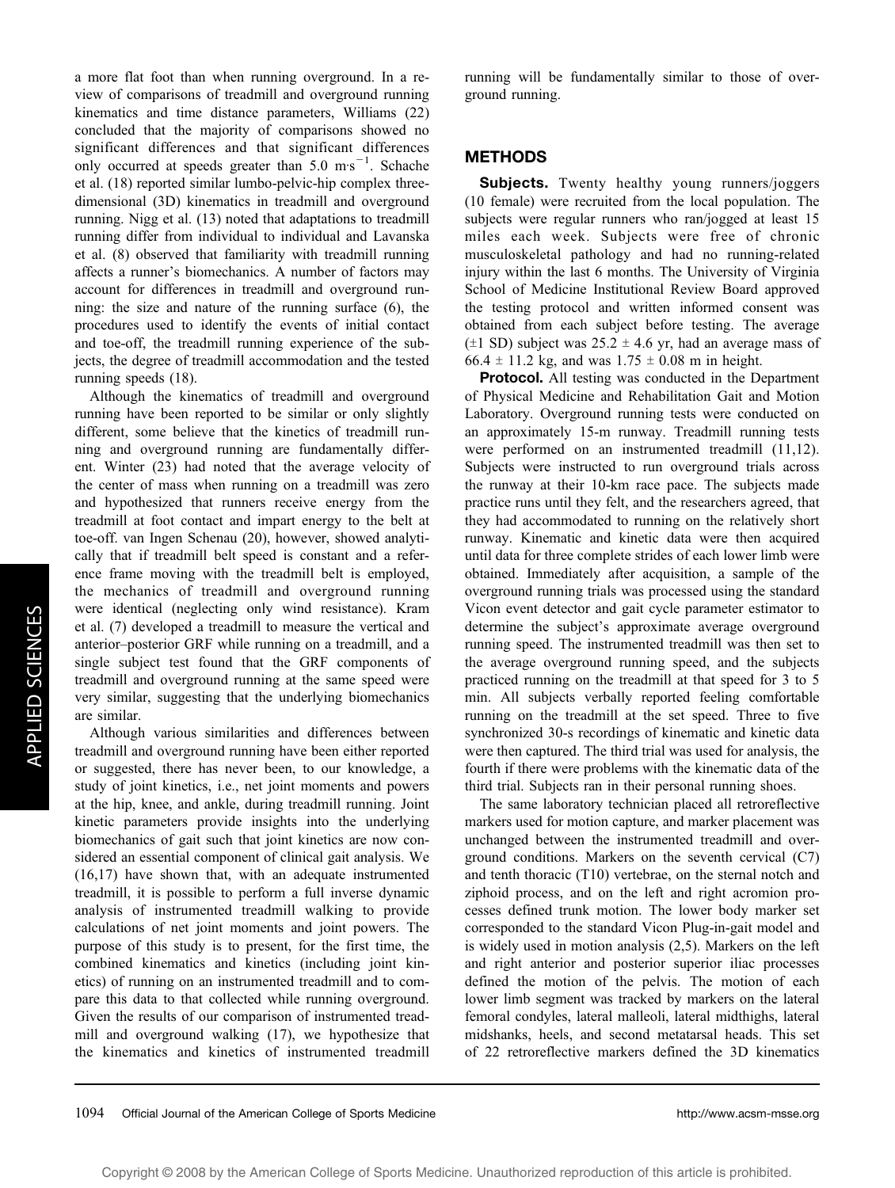a more flat foot than when running overground. In a review of comparisons of treadmill and overground running kinematics and time distance parameters, Williams (22) concluded that the majority of comparisons showed no significant differences and that significant differences only occurred at speeds greater than 5.0 m·s$^{-1}$. Schache et al. (18) reported similar lumbo-pelvic-hip complex three-dimensional (3D) kinematics in treadmill and overground running. Nigg et al. (13) noted that adaptations to treadmill running differ from individual to individual and Lavanska et al. (8) observed that familiarity with treadmill running affects a runner's biomechanics. A number of factors may account for differences in treadmill and overground running: the size and nature of the running surface (6), the procedures used to identify the events of initial contact and toe-off, the treadmill running experience of the subjects, the degree of treadmill accommodation and the tested running speeds (18).

Although the kinematics of treadmill and overground running have been reported to be similar or only slightly different, some believe that the kinetics of treadmill running and overground running are fundamentally different. Winter (23) had noted that the average velocity of the center of mass when running on a treadmill was zero and hypothesized that runners receive energy from the treadmill at foot contact and impart energy to the belt at toe-off. van Ingen Schenau (20), however, showed analytically that if treadmill belt speed is constant and a reference frame moving with the treadmill belt is employed, the mechanics of treadmill and overground running were identical (neglecting only wind resistance). Kram et al. (7) developed a treadmill to measure the vertical and anterior–posterior GRF while running on a treadmill, and a single subject test found that the GRF components of treadmill and overground running at the same speed were very similar, suggesting that the underlying biomechanics are similar.

Although various similarities and differences between treadmill and overground running have been either reported or suggested, there has never been, to our knowledge, a study of joint kinetics, i.e., net joint moments and powers at the hip, knee, and ankle, during treadmill running. Joint kinetic parameters provide insights into the underlying biomechanics of gait such that joint kinetics are now considered an essential component of clinical gait analysis. We (16,17) have shown that, with an adequate instrumented treadmill, it is possible to perform a full inverse dynamic analysis of instrumented treadmill walking to provide calculations of net joint moments and joint powers. The purpose of this study is to present, for the first time, the combined kinematics and kinetics (including joint kinetics) of running on an instrumented treadmill and to compare this data to that collected while running overground. Given the results of our comparison of instrumented treadmill and overground walking (17), we hypothesize that the kinematics and kinetics of instrumented treadmill running will be fundamentally similar to those of overground running.

## METHODS

**Subjects.** Twenty healthy young runners/joggers (10 female) were recruited from the local population. The subjects were regular runners who ran/jogged at least 15 miles each week. Subjects were free of chronic musculoskeletal pathology and had no running-related injury within the last 6 months. The University of Virginia School of Medicine Institutional Review Board approved the testing protocol and written informed consent was obtained from each subject before testing. The average (±1 SD) subject was 25.2 ± 4.6 yr, had an average mass of 66.4 ± 11.2 kg, and was 1.75 ± 0.08 m in height.

**Protocol.** All testing was conducted in the Department of Physical Medicine and Rehabilitation Gait and Motion Laboratory. Overground running tests were conducted on an approximately 15-m runway. Treadmill running tests were performed on an instrumented treadmill (11,12). Subjects were instructed to run overground trials across the runway at their 10-km race pace. The subjects made practice runs until they felt, and the researchers agreed, that they had accommodated to running on the relatively short runway. Kinematic and kinetic data were then acquired until data for three complete strides of each lower limb were obtained. Immediately after acquisition, a sample of the overground running trials was processed using the standard Vicon event detector and gait cycle parameter estimator to determine the subject's approximate average overground running speed. The instrumented treadmill was then set to the average overground running speed, and the subjects practiced running on the treadmill at that speed for 3 to 5 min. All subjects verbally reported feeling comfortable running on the treadmill at the set speed. Three to five synchronized 30-s recordings of kinematic and kinetic data were then captured. The third trial was used for analysis, the fourth if there were problems with the kinematic data of the third trial. Subjects ran in their personal running shoes.

The same laboratory technician placed all retroreflective markers used for motion capture, and marker placement was unchanged between the instrumented treadmill and overground conditions. Markers on the seventh cervical (C7) and tenth thoracic (T10) vertebrae, on the sternal notch and ziphoid process, and on the left and right acromion processes defined trunk motion. The lower body marker set corresponded to the standard Vicon Plug-in-gait model and is widely used in motion analysis (2,5). Markers on the left and right anterior and posterior superior iliac processes defined the motion of the pelvis. The motion of each lower limb segment was tracked by markers on the lateral femoral condyles, lateral malleoli, lateral midthighs, lateral midshanks, heels, and second metatarsal heads. This set of 22 retroreflective markers defined the 3D kinematics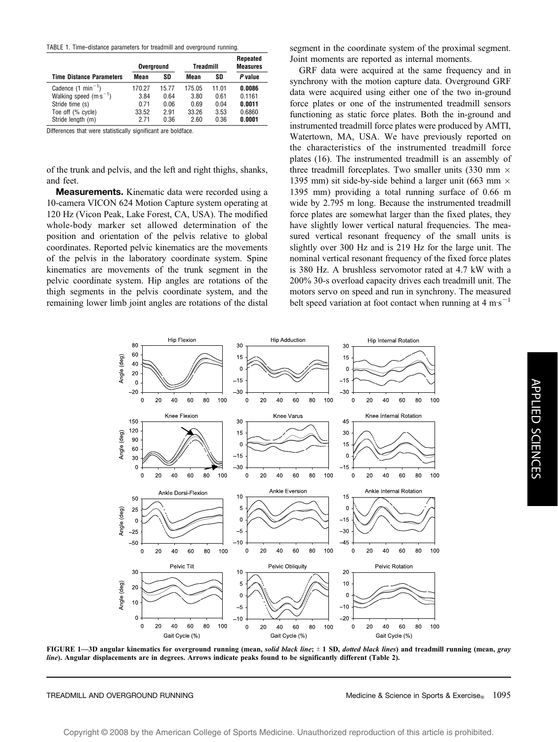TABLE 1. Time–distance parameters for treadmill and overground running.

| Time Distance Parameters | Overground Mean | Overground SD | Treadmill Mean | Treadmill SD | Repeated Measures P value |
|---|---|---|---|---|---|
| Cadence ($1\ min^{-1}$) | 170.27 | 15.77 | 175.05 | 11.01 | **0.0086** |
| Walking speed ($m{\cdot}s^{-1}$) | 3.84 | 0.64 | 3.80 | 0.61 | 0.1161 |
| Stride time (s) | 0.71 | 0.06 | 0.69 | 0.04 | **0.0011** |
| Toe off (% cycle) | 33.52 | 2.91 | 33.26 | 3.53 | 0.6860 |
| Stride length (m) | 2.71 | 0.36 | 2.60 | 0.36 | **0.0001** |

Differences that were statistically significant are boldface.

of the trunk and pelvis, and the left and right thighs, shanks, and feet.

**Measurements.** Kinematic data were recorded using a 10-camera VICON 624 Motion Capture system operating at 120 Hz (Vicon Peak, Lake Forest, CA, USA). The modified whole-body marker set allowed determination of the position and orientation of the pelvis relative to global coordinates. Reported pelvic kinematics are the movements of the pelvis in the laboratory coordinate system. Spine kinematics are movements of the trunk segment in the pelvic coordinate system. Hip angles are rotations of the thigh segments in the pelvis coordinate system, and the remaining lower limb joint angles are rotations of the distal segment in the coordinate system of the proximal segment. Joint moments are reported as internal moments.

GRF data were acquired at the same frequency and in synchrony with the motion capture data. Overground GRF data were acquired using either one of the two in-ground force plates or one of the instrumented treadmill sensors functioning as static force plates. Both the in-ground and instrumented treadmill force plates were produced by AMTI, Watertown, MA, USA. We have previously reported on the characteristics of the instrumented treadmill force plates (16). The instrumented treadmill is an assembly of three treadmill forceplates. Two smaller units (330 mm × 1395 mm) sit side-by-side behind a larger unit (663 mm × 1395 mm) providing a total running surface of 0.66 m wide by 2.795 m long. Because the instrumented treadmill force plates are somewhat larger than the fixed plates, they have slightly lower vertical natural frequencies. The measured vertical resonant frequency of the small units is slightly over 300 Hz and is 219 Hz for the large unit. The nominal vertical resonant frequency of the fixed force plates is 380 Hz. A brushless servomotor rated at 4.7 kW with a 200% 30-s overload capacity drives each treadmill unit. The motors servo on speed and run in synchrony. The measured belt speed variation at foot contact when running at 4 $m{\cdot}s^{-1}$

**FIGURE 1—3D angular kinematics for overground running (mean, *solid black line*; ± 1 SD, *dotted black lines*) and treadmill running (mean, *gray line*). Angular displacements are in degrees. Arrows indicate peaks found to be significantly different (Table 2).**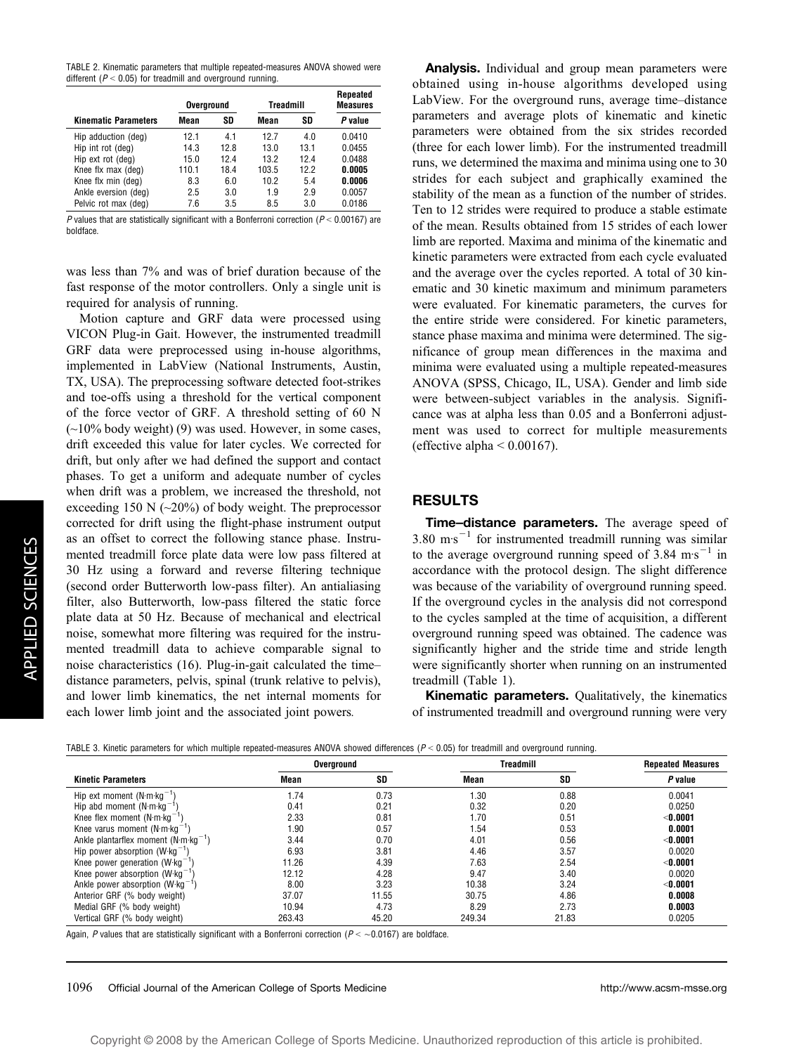TABLE 2. Kinematic parameters that multiple repeated-measures ANOVA showed were different ($P < 0.05$) for treadmill and overground running.

| Kinematic Parameters | Overground | | Treadmill | | Repeated Measures |
|---|---|---|---|---|---|
| | Mean | SD | Mean | SD | *P* value |
| Hip adduction (deg) | 12.1 | 4.1 | 12.7 | 4.0 | 0.0410 |
| Hip int rot (deg) | 14.3 | 12.8 | 13.0 | 13.1 | 0.0455 |
| Hip ext rot (deg) | 15.0 | 12.4 | 13.2 | 12.4 | 0.0488 |
| Knee flx max (deg) | 110.1 | 18.4 | 103.5 | 12.2 | **0.0005** |
| Knee flx min (deg) | 8.3 | 6.0 | 10.2 | 5.4 | **0.0006** |
| Ankle eversion (deg) | 2.5 | 3.0 | 1.9 | 2.9 | 0.0057 |
| Pelvic rot max (deg) | 7.6 | 3.5 | 8.5 | 3.0 | 0.0186 |

*P* values that are statistically significant with a Bonferroni correction ($P < 0.00167$) are boldface.

was less than 7% and was of brief duration because of the fast response of the motor controllers. Only a single unit is required for analysis of running.

Motion capture and GRF data were processed using VICON Plug-in Gait. However, the instrumented treadmill GRF data were preprocessed using in-house algorithms, implemented in LabView (National Instruments, Austin, TX, USA). The preprocessing software detected foot-strikes and toe-offs using a threshold for the vertical component of the force vector of GRF. A threshold setting of 60 N (~10% body weight) (9) was used. However, in some cases, drift exceeded this value for later cycles. We corrected for drift, but only after we had defined the support and contact phases. To get a uniform and adequate number of cycles when drift was a problem, we increased the threshold, not exceeding 150 N (~20%) of body weight. The preprocessor corrected for drift using the flight-phase instrument output as an offset to correct the following stance phase. Instrumented treadmill force plate data were low pass filtered at 30 Hz using a forward and reverse filtering technique (second order Butterworth low-pass filter). An antialiasing filter, also Butterworth, low-pass filtered the static force plate data at 50 Hz. Because of mechanical and electrical noise, somewhat more filtering was required for the instrumented treadmill data to achieve comparable signal to noise characteristics (16). Plug-in-gait calculated the time–distance parameters, pelvis, spinal (trunk relative to pelvis), and lower limb kinematics, the net internal moments for each lower limb joint and the associated joint powers.

**Analysis.** Individual and group mean parameters were obtained using in-house algorithms developed using LabView. For the overground runs, average time–distance parameters and average plots of kinematic and kinetic parameters were obtained from the six strides recorded (three for each lower limb). For the instrumented treadmill runs, we determined the maxima and minima using one to 30 strides for each subject and graphically examined the stability of the mean as a function of the number of strides. Ten to 12 strides were required to produce a stable estimate of the mean. Results obtained from 15 strides of each lower limb are reported. Maxima and minima of the kinematic and kinetic parameters were extracted from each cycle evaluated and the average over the cycles reported. A total of 30 kinematic and 30 kinetic maximum and minimum parameters were evaluated. For kinematic parameters, the curves for the entire stride were considered. For kinetic parameters, stance phase maxima and minima were determined. The significance of group mean differences in the maxima and minima were evaluated using a multiple repeated-measures ANOVA (SPSS, Chicago, IL, USA). Gender and limb side were between-subject variables in the analysis. Significance was at alpha less than 0.05 and a Bonferroni adjustment was used to correct for multiple measurements (effective alpha < 0.00167).

## RESULTS

**Time–distance parameters.** The average speed of 3.80 $m{\cdot}s^{-1}$ for instrumented treadmill running was similar to the average overground running speed of 3.84 $m{\cdot}s^{-1}$ in accordance with the protocol design. The slight difference was because of the variability of overground running speed. If the overground cycles in the analysis did not correspond to the cycles sampled at the time of acquisition, a different overground running speed was obtained. The cadence was significantly higher and the stride time and stride length were significantly shorter when running on an instrumented treadmill (Table 1).

**Kinematic parameters.** Qualitatively, the kinematics of instrumented treadmill and overground running were very

TABLE 3. Kinetic parameters for which multiple repeated-measures ANOVA showed differences ($P < 0.05$) for treadmill and overground running.

| Kinetic Parameters | Overground | | Treadmill | | Repeated Measures |
|---|---|---|---|---|---|
| | Mean | SD | Mean | SD | *P* value |
| Hip ext moment ($N{\cdot}m{\cdot}kg^{-1}$) | 1.74 | 0.73 | 1.30 | 0.88 | 0.0041 |
| Hip abd moment ($N{\cdot}m{\cdot}kg^{-1}$) | 0.41 | 0.21 | 0.32 | 0.20 | 0.0250 |
| Knee flex moment ($N{\cdot}m{\cdot}kg^{-1}$) | 2.33 | 0.81 | 1.70 | 0.51 | **<0.0001** |
| Knee varus moment ($N{\cdot}m{\cdot}kg^{-1}$) | 1.90 | 0.57 | 1.54 | 0.53 | **0.0001** |
| Ankle plantarflex moment ($N{\cdot}m{\cdot}kg^{-1}$) | 3.44 | 0.70 | 4.01 | 0.56 | **<0.0001** |
| Hip power absorption ($W{\cdot}kg^{-1}$) | 6.93 | 3.81 | 4.46 | 3.57 | 0.0020 |
| Knee power generation ($W{\cdot}kg^{-1}$) | 11.26 | 4.39 | 7.63 | 2.54 | **<0.0001** |
| Knee power absorption ($W{\cdot}kg^{-1}$) | 12.12 | 4.28 | 9.47 | 3.40 | 0.0020 |
| Ankle power absorption ($W{\cdot}kg^{-1}$) | 8.00 | 3.23 | 10.38 | 3.24 | **<0.0001** |
| Anterior GRF (% body weight) | 37.07 | 11.55 | 30.75 | 4.86 | **0.0008** |
| Medial GRF (% body weight) | 10.94 | 4.73 | 8.29 | 2.73 | **0.0003** |
| Vertical GRF (% body weight) | 263.43 | 45.20 | 249.34 | 21.83 | 0.0205 |

Again, *P* values that are statistically significant with a Bonferroni correction ($P < \sim 0.0167$) are boldface.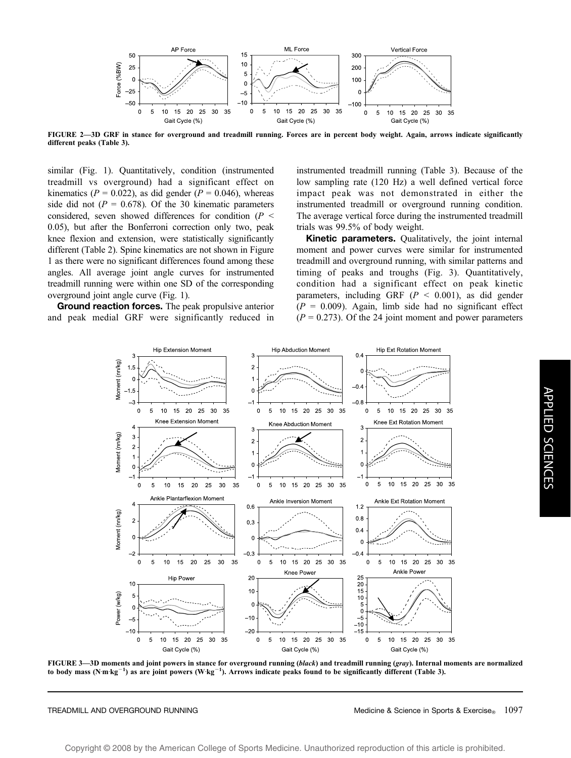FIGURE 2—3D GRF in stance for overground and treadmill running. Forces are in percent body weight. Again, arrows indicate significantly different peaks (Table 3).

similar (Fig. 1). Quantitatively, condition (instrumented treadmill vs overground) had a significant effect on kinematics ($P = 0.022$), as did gender ($P = 0.046$), whereas side did not ($P = 0.678$). Of the 30 kinematic parameters considered, seven showed differences for condition ($P < 0.05$), but after the Bonferroni correction only two, peak knee flexion and extension, were statistically significantly different (Table 2). Spine kinematics are not shown in Figure 1 as there were no significant differences found among these angles. All average joint angle curves for instrumented treadmill running were within one SD of the corresponding overground joint angle curve (Fig. 1).

**Ground reaction forces.** The peak propulsive anterior and peak medial GRF were significantly reduced in instrumented treadmill running (Table 3). Because of the low sampling rate (120 Hz) a well defined vertical force impact peak was not demonstrated in either the instrumented treadmill or overground running condition. The average vertical force during the instrumented treadmill trials was 99.5% of body weight.

**Kinetic parameters.** Qualitatively, the joint internal moment and power curves were similar for instrumented treadmill and overground running, with similar patterns and timing of peaks and troughs (Fig. 3). Quantitatively, condition had a significant effect on peak kinetic parameters, including GRF ($P < 0.001$), as did gender ($P = 0.009$). Again, limb side had no significant effect ($P = 0.273$). Of the 24 joint moment and power parameters

FIGURE 3—3D moments and joint powers in stance for overground running (*black*) and treadmill running (*gray*). Internal moments are normalized to body mass ($N \cdot m \cdot kg^{-1}$) as are joint powers ($W \cdot kg^{-1}$). Arrows indicate peaks found to be significantly different (Table 3).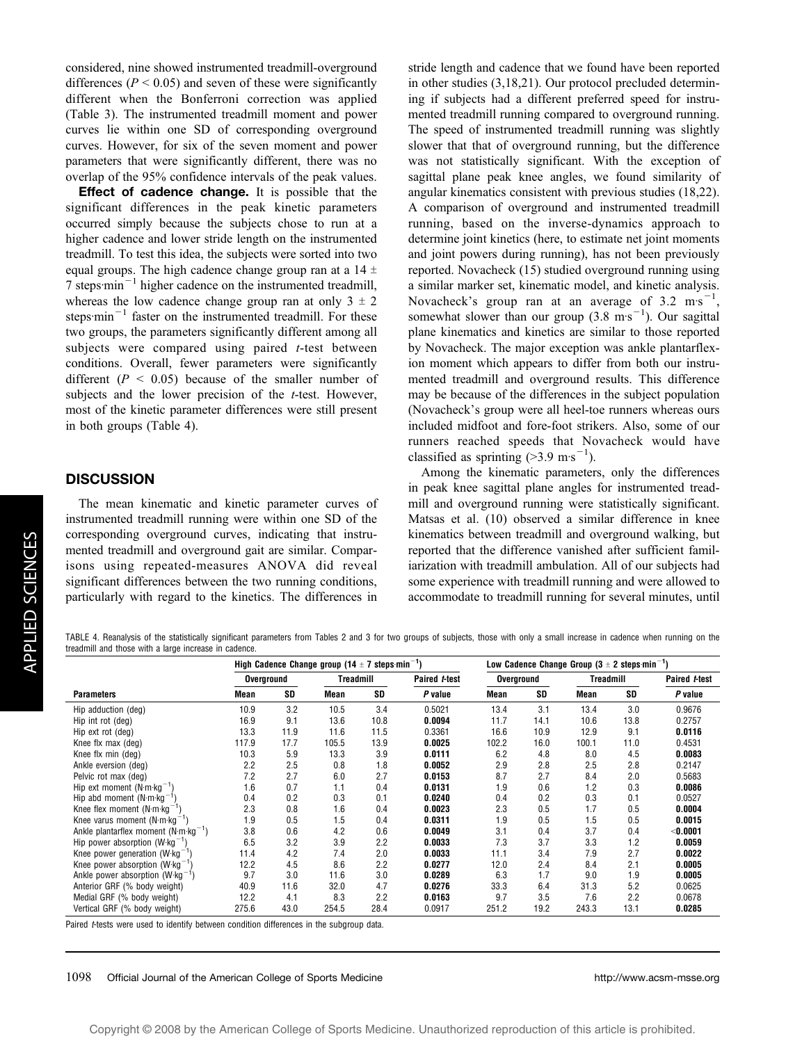considered, nine showed instrumented treadmill-overground differences ($P < 0.05$) and seven of these were significantly different when the Bonferroni correction was applied (Table 3). The instrumented treadmill moment and power curves lie within one SD of corresponding overground curves. However, for six of the seven moment and power parameters that were significantly different, there was no overlap of the 95% confidence intervals of the peak values.

**Effect of cadence change.** It is possible that the significant differences in the peak kinetic parameters occurred simply because the subjects chose to run at a higher cadence and lower stride length on the instrumented treadmill. To test this idea, the subjects were sorted into two equal groups. The high cadence change group ran at a 14 ± 7 steps·min$^{-1}$ higher cadence on the instrumented treadmill, whereas the low cadence change group ran at only 3 ± 2 steps·min$^{-1}$ faster on the instrumented treadmill. For these two groups, the parameters significantly different among all subjects were compared using paired *t*-test between conditions. Overall, fewer parameters were significantly different ($P < 0.05$) because of the smaller number of subjects and the lower precision of the *t*-test. However, most of the kinetic parameter differences were still present in both groups (Table 4).

## DISCUSSION

The mean kinematic and kinetic parameter curves of instrumented treadmill running were within one SD of the corresponding overground curves, indicating that instrumented treadmill and overground gait are similar. Comparisons using repeated-measures ANOVA did reveal significant differences between the two running conditions, particularly with regard to the kinetics. The differences in stride length and cadence that we found have been reported in other studies (3,18,21). Our protocol precluded determining if subjects had a different preferred speed for instrumented treadmill running compared to overground running. The speed of instrumented treadmill running was slightly slower that that of overground running, but the difference was not statistically significant. With the exception of sagittal plane peak knee angles, we found similarity of angular kinematics consistent with previous studies (18,22). A comparison of overground and instrumented treadmill running, based on the inverse-dynamics approach to determine joint kinetics (here, to estimate net joint moments and joint powers during running), has not been previously reported. Novacheck (15) studied overground running using a similar marker set, kinematic model, and kinetic analysis. Novacheck's group ran at an average of 3.2 m·s$^{-1}$, somewhat slower than our group (3.8 m·s$^{-1}$). Our sagittal plane kinematics and kinetics are similar to those reported by Novacheck. The major exception was ankle plantarflexion moment which appears to differ from both our instrumented treadmill and overground results. This difference may be because of the differences in the subject population (Novacheck's group were all heel-toe runners whereas ours included midfoot and fore-foot strikers. Also, some of our runners reached speeds that Novacheck would have classified as sprinting (>3.9 m·s$^{-1}$).

Among the kinematic parameters, only the differences in peak knee sagittal plane angles for instrumented treadmill and overground running were statistically significant. Matsas et al. (10) observed a similar difference in knee kinematics between treadmill and overground walking, but reported that the difference vanished after sufficient familiarization with treadmill ambulation. All of our subjects had some experience with treadmill running and were allowed to accommodate to treadmill running for several minutes, until

TABLE 4. Reanalysis of the statistically significant parameters from Tables 2 and 3 for two groups of subjects, those with only a small increase in cadence when running on the treadmill and those with a large increase in cadence.

| | High Cadence Change group (14 ± 7 steps·min$^{-1}$) | | | | | Low Cadence Change Group (3 ± 2 steps·min$^{-1}$) | | | | |
|---|---|---|---|---|---|---|---|---|---|---|
| | Overground | | Treadmill | | Paired *t*-test | Overground | | Treadmill | | Paired *t*-test |
| **Parameters** | **Mean** | **SD** | **Mean** | **SD** | ***P* value** | **Mean** | **SD** | **Mean** | **SD** | ***P* value** |
| Hip adduction (deg) | 10.9 | 3.2 | 10.5 | 3.4 | 0.5021 | 13.4 | 3.1 | 13.4 | 3.0 | 0.9676 |
| Hip int rot (deg) | 16.9 | 9.1 | 13.6 | 10.8 | **0.0094** | 11.7 | 14.1 | 10.6 | 13.8 | 0.2757 |
| Hip ext rot (deg) | 13.3 | 11.9 | 11.6 | 11.5 | 0.3361 | 16.6 | 10.9 | 12.9 | 9.1 | **0.0116** |
| Knee flx max (deg) | 117.9 | 17.7 | 105.5 | 13.9 | **0.0025** | 102.2 | 16.0 | 100.1 | 11.0 | 0.4531 |
| Knee flx min (deg) | 10.3 | 5.9 | 13.3 | 3.9 | **0.0111** | 6.2 | 4.8 | 8.0 | 4.5 | **0.0083** |
| Ankle eversion (deg) | 2.2 | 2.5 | 0.8 | 1.8 | **0.0052** | 2.9 | 2.8 | 2.5 | 2.8 | 0.2147 |
| Pelvic rot max (deg) | 7.2 | 2.7 | 6.0 | 2.7 | **0.0153** | 8.7 | 2.7 | 8.4 | 2.0 | 0.5683 |
| Hip ext moment (N·m·kg$^{-1}$) | 1.6 | 0.7 | 1.1 | 0.4 | **0.0131** | 1.9 | 0.6 | 1.2 | 0.3 | **0.0086** |
| Hip abd moment (N·m·kg$^{-1}$) | 0.4 | 0.2 | 0.3 | 0.1 | **0.0240** | 0.4 | 0.2 | 0.3 | 0.1 | 0.0527 |
| Knee flex moment (N·m·kg$^{-1}$) | 2.3 | 0.8 | 1.6 | 0.4 | **0.0023** | 2.3 | 0.5 | 1.7 | 0.5 | **0.0004** |
| Knee varus moment (N·m·kg$^{-1}$) | 1.9 | 0.5 | 1.5 | 0.4 | **0.0311** | 1.9 | 0.5 | 1.5 | 0.5 | **0.0015** |
| Ankle plantarflex moment (N·m·kg$^{-1}$) | 3.8 | 0.6 | 4.2 | 0.6 | **0.0049** | 3.1 | 0.4 | 3.7 | 0.4 | **<0.0001** |
| Hip power absorption (W·kg$^{-1}$) | 6.5 | 3.2 | 3.9 | 2.2 | **0.0033** | 7.3 | 3.7 | 3.3 | 1.2 | **0.0059** |
| Knee power generation (W·kg$^{-1}$) | 11.4 | 4.2 | 7.4 | 2.0 | **0.0033** | 11.1 | 3.4 | 7.9 | 2.7 | **0.0022** |
| Knee power absorption (W·kg$^{-1}$) | 12.2 | 4.5 | 8.6 | 2.2 | **0.0277** | 12.0 | 2.4 | 8.4 | 2.1 | **0.0005** |
| Ankle power absorption (W·kg$^{-1}$) | 9.7 | 3.0 | 11.6 | 3.0 | **0.0289** | 6.3 | 1.7 | 9.0 | 1.9 | **0.0005** |
| Anterior GRF (% body weight) | 40.9 | 11.6 | 32.0 | 4.7 | **0.0276** | 33.3 | 6.4 | 31.3 | 5.2 | 0.0625 |
| Medial GRF (% body weight) | 12.2 | 4.1 | 8.3 | 2.2 | **0.0163** | 9.7 | 3.5 | 7.6 | 2.2 | 0.0678 |
| Vertical GRF (% body weight) | 275.6 | 43.0 | 254.5 | 28.4 | 0.0917 | 251.2 | 19.2 | 243.3 | 13.1 | **0.0285** |

Paired *t*-tests were used to identify between condition differences in the subgroup data.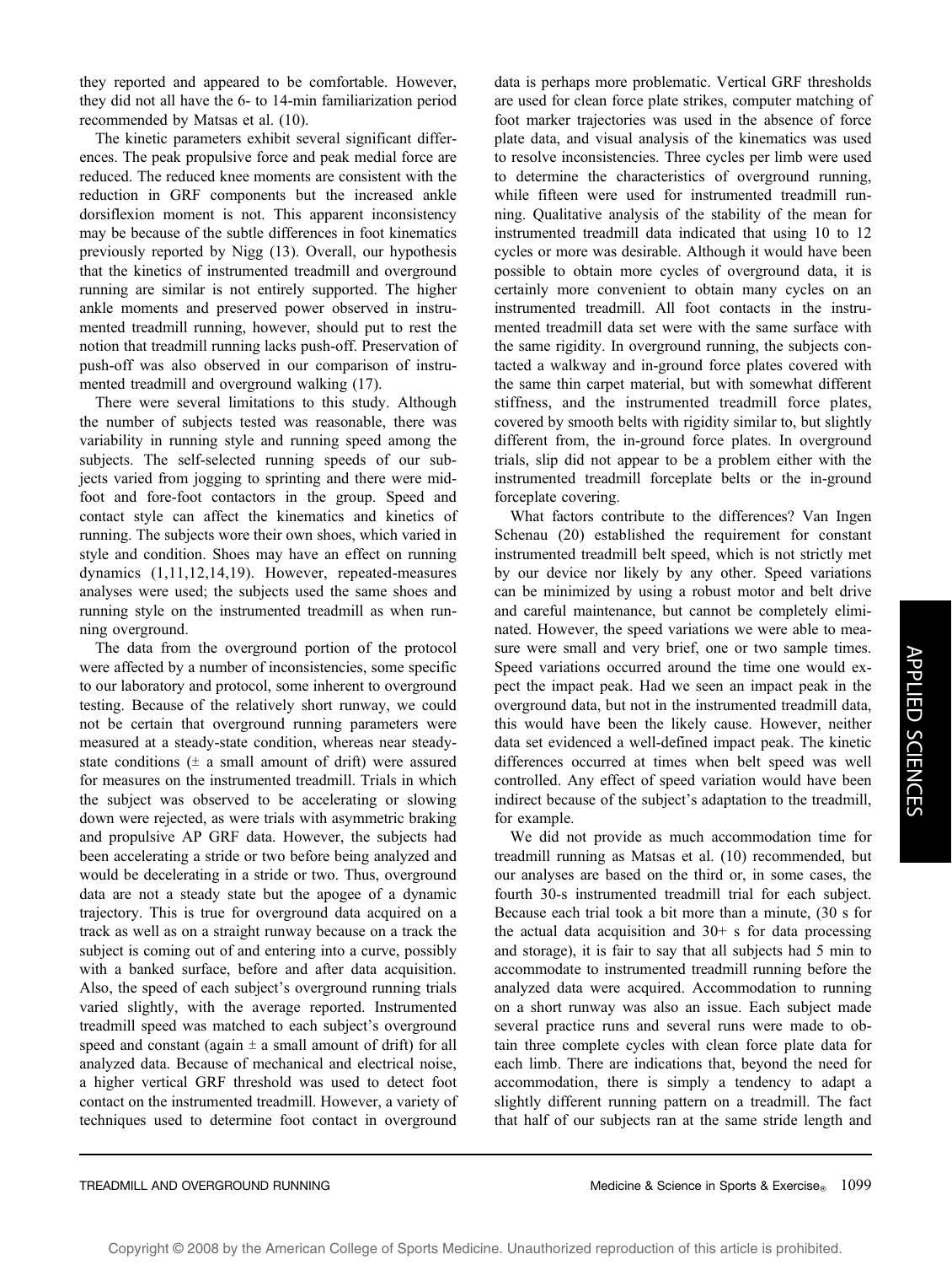they reported and appeared to be comfortable. However, they did not all have the 6- to 14-min familiarization period recommended by Matsas et al. (10).

The kinetic parameters exhibit several significant differences. The peak propulsive force and peak medial force are reduced. The reduced knee moments are consistent with the reduction in GRF components but the increased ankle dorsiflexion moment is not. This apparent inconsistency may be because of the subtle differences in foot kinematics previously reported by Nigg (13). Overall, our hypothesis that the kinetics of instrumented treadmill and overground running are similar is not entirely supported. The higher ankle moments and preserved power observed in instrumented treadmill running, however, should put to rest the notion that treadmill running lacks push-off. Preservation of push-off was also observed in our comparison of instrumented treadmill and overground walking (17).

There were several limitations to this study. Although the number of subjects tested was reasonable, there was variability in running style and running speed among the subjects. The self-selected running speeds of our subjects varied from jogging to sprinting and there were midfoot and fore-foot contactors in the group. Speed and contact style can affect the kinematics and kinetics of running. The subjects wore their own shoes, which varied in style and condition. Shoes may have an effect on running dynamics (1,11,12,14,19). However, repeated-measures analyses were used; the subjects used the same shoes and running style on the instrumented treadmill as when running overground.

The data from the overground portion of the protocol were affected by a number of inconsistencies, some specific to our laboratory and protocol, some inherent to overground testing. Because of the relatively short runway, we could not be certain that overground running parameters were measured at a steady-state condition, whereas near steady-state conditions (± a small amount of drift) were assured for measures on the instrumented treadmill. Trials in which the subject was observed to be accelerating or slowing down were rejected, as were trials with asymmetric braking and propulsive AP GRF data. However, the subjects had been accelerating a stride or two before being analyzed and would be decelerating in a stride or two. Thus, overground data are not a steady state but the apogee of a dynamic trajectory. This is true for overground data acquired on a track as well as on a straight runway because on a track the subject is coming out of and entering into a curve, possibly with a banked surface, before and after data acquisition. Also, the speed of each subject's overground running trials varied slightly, with the average reported. Instrumented treadmill speed was matched to each subject's overground speed and constant (again ± a small amount of drift) for all analyzed data. Because of mechanical and electrical noise, a higher vertical GRF threshold was used to detect foot contact on the instrumented treadmill. However, a variety of techniques used to determine foot contact in overground data is perhaps more problematic. Vertical GRF thresholds are used for clean force plate strikes, computer matching of foot marker trajectories was used in the absence of force plate data, and visual analysis of the kinematics was used to resolve inconsistencies. Three cycles per limb were used to determine the characteristics of overground running, while fifteen were used for instrumented treadmill running. Qualitative analysis of the stability of the mean for instrumented treadmill data indicated that using 10 to 12 cycles or more was desirable. Although it would have been possible to obtain more cycles of overground data, it is certainly more convenient to obtain many cycles on an instrumented treadmill. All foot contacts in the instrumented treadmill data set were with the same surface with the same rigidity. In overground running, the subjects contacted a walkway and in-ground force plates covered with the same thin carpet material, but with somewhat different stiffness, and the instrumented treadmill force plates, covered by smooth belts with rigidity similar to, but slightly different from, the in-ground force plates. In overground trials, slip did not appear to be a problem either with the instrumented treadmill forceplate belts or the in-ground forceplate covering.

What factors contribute to the differences? Van Ingen Schenau (20) established the requirement for constant instrumented treadmill belt speed, which is not strictly met by our device nor likely by any other. Speed variations can be minimized by using a robust motor and belt drive and careful maintenance, but cannot be completely eliminated. However, the speed variations we were able to measure were small and very brief, one or two sample times. Speed variations occurred around the time one would expect the impact peak. Had we seen an impact peak in the overground data, but not in the instrumented treadmill data, this would have been the likely cause. However, neither data set evidenced a well-defined impact peak. The kinetic differences occurred at times when belt speed was well controlled. Any effect of speed variation would have been indirect because of the subject's adaptation to the treadmill, for example.

We did not provide as much accommodation time for treadmill running as Matsas et al. (10) recommended, but our analyses are based on the third or, in some cases, the fourth 30-s instrumented treadmill trial for each subject. Because each trial took a bit more than a minute, (30 s for the actual data acquisition and 30+ s for data processing and storage), it is fair to say that all subjects had 5 min to accommodate to instrumented treadmill running before the analyzed data were acquired. Accommodation to running on a short runway was also an issue. Each subject made several practice runs and several runs were made to obtain three complete cycles with clean force plate data for each limb. There are indications that, beyond the need for accommodation, there is simply a tendency to adapt a slightly different running pattern on a treadmill. The fact that half of our subjects ran at the same stride length and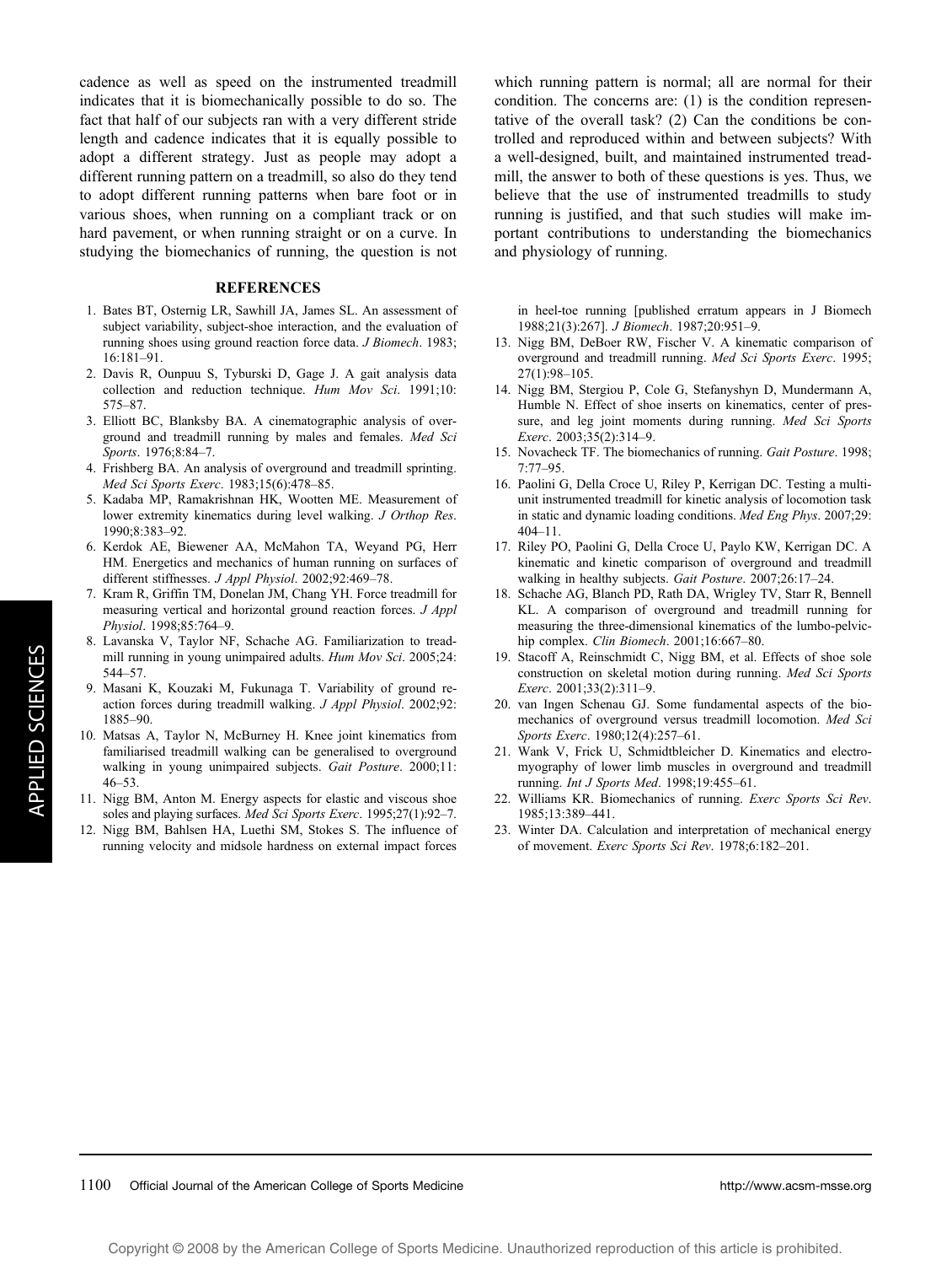cadence as well as speed on the instrumented treadmill indicates that it is biomechanically possible to do so. The fact that half of our subjects ran with a very different stride length and cadence indicates that it is equally possible to adopt a different strategy. Just as people may adopt a different running pattern on a treadmill, so also do they tend to adopt different running patterns when bare foot or in various shoes, when running on a compliant track or on hard pavement, or when running straight or on a curve. In studying the biomechanics of running, the question is not which running pattern is normal; all are normal for their condition. The concerns are: (1) is the condition representative of the overall task? (2) Can the conditions be controlled and reproduced within and between subjects? With a well-designed, built, and maintained instrumented treadmill, the answer to both of these questions is yes. Thus, we believe that the use of instrumented treadmills to study running is justified, and that such studies will make important contributions to understanding the biomechanics and physiology of running.

## REFERENCES

1. Bates BT, Osternig LR, Sawhill JA, James SL. An assessment of subject variability, subject-shoe interaction, and the evaluation of running shoes using ground reaction force data. *J Biomech*. 1983; 16:181–91.
2. Davis R, Ounpuu S, Tyburski D, Gage J. A gait analysis data collection and reduction technique. *Hum Mov Sci*. 1991;10: 575–87.
3. Elliott BC, Blanksby BA. A cinematographic analysis of overground and treadmill running by males and females. *Med Sci Sports*. 1976;8:84–7.
4. Frishberg BA. An analysis of overground and treadmill sprinting. *Med Sci Sports Exerc*. 1983;15(6):478–85.
5. Kadaba MP, Ramakrishnan HK, Wootten ME. Measurement of lower extremity kinematics during level walking. *J Orthop Res*. 1990;8:383–92.
6. Kerdok AE, Biewener AA, McMahon TA, Weyand PG, Herr HM. Energetics and mechanics of human running on surfaces of different stiffnesses. *J Appl Physiol*. 2002;92:469–78.
7. Kram R, Griffin TM, Donelan JM, Chang YH. Force treadmill for measuring vertical and horizontal ground reaction forces. *J Appl Physiol*. 1998;85:764–9.
8. Lavanska V, Taylor NF, Schache AG. Familiarization to treadmill running in young unimpaired adults. *Hum Mov Sci*. 2005;24: 544–57.
9. Masani K, Kouzaki M, Fukunaga T. Variability of ground reaction forces during treadmill walking. *J Appl Physiol*. 2002;92: 1885–90.
10. Matsas A, Taylor N, McBurney H. Knee joint kinematics from familiarised treadmill walking can be generalised to overground walking in young unimpaired subjects. *Gait Posture*. 2000;11: 46–53.
11. Nigg BM, Anton M. Energy aspects for elastic and viscous shoe soles and playing surfaces. *Med Sci Sports Exerc*. 1995;27(1):92–7.
12. Nigg BM, Bahlsen HA, Luethi SM, Stokes S. The influence of running velocity and midsole hardness on external impact forces in heel-toe running [published erratum appears in J Biomech 1988;21(3):267]. *J Biomech*. 1987;20:951–9.
13. Nigg BM, DeBoer RW, Fischer V. A kinematic comparison of overground and treadmill running. *Med Sci Sports Exerc*. 1995; 27(1):98–105.
14. Nigg BM, Stergiou P, Cole G, Stefanyshyn D, Mundermann A, Humble N. Effect of shoe inserts on kinematics, center of pressure, and leg joint moments during running. *Med Sci Sports Exerc*. 2003;35(2):314–9.
15. Novacheck TF. The biomechanics of running. *Gait Posture*. 1998; 7:77–95.
16. Paolini G, Della Croce U, Riley P, Kerrigan DC. Testing a multiunit instrumented treadmill for kinetic analysis of locomotion task in static and dynamic loading conditions. *Med Eng Phys*. 2007;29: 404–11.
17. Riley PO, Paolini G, Della Croce U, Paylo KW, Kerrigan DC. A kinematic and kinetic comparison of overground and treadmill walking in healthy subjects. *Gait Posture*. 2007;26:17–24.
18. Schache AG, Blanch PD, Rath DA, Wrigley TV, Starr R, Bennell KL. A comparison of overground and treadmill running for measuring the three-dimensional kinematics of the lumbo-pelvichip complex. *Clin Biomech*. 2001;16:667–80.
19. Stacoff A, Reinschmidt C, Nigg BM, et al. Effects of shoe sole construction on skeletal motion during running. *Med Sci Sports Exerc*. 2001;33(2):311–9.
20. van Ingen Schenau GJ. Some fundamental aspects of the biomechanics of overground versus treadmill locomotion. *Med Sci Sports Exerc*. 1980;12(4):257–61.
21. Wank V, Frick U, Schmidtbleicher D. Kinematics and electromyography of lower limb muscles in overground and treadmill running. *Int J Sports Med*. 1998;19:455–61.
22. Williams KR. Biomechanics of running. *Exerc Sports Sci Rev*. 1985;13:389–441.
23. Winter DA. Calculation and interpretation of mechanical energy of movement. *Exerc Sports Sci Rev*. 1978;6:182–201.